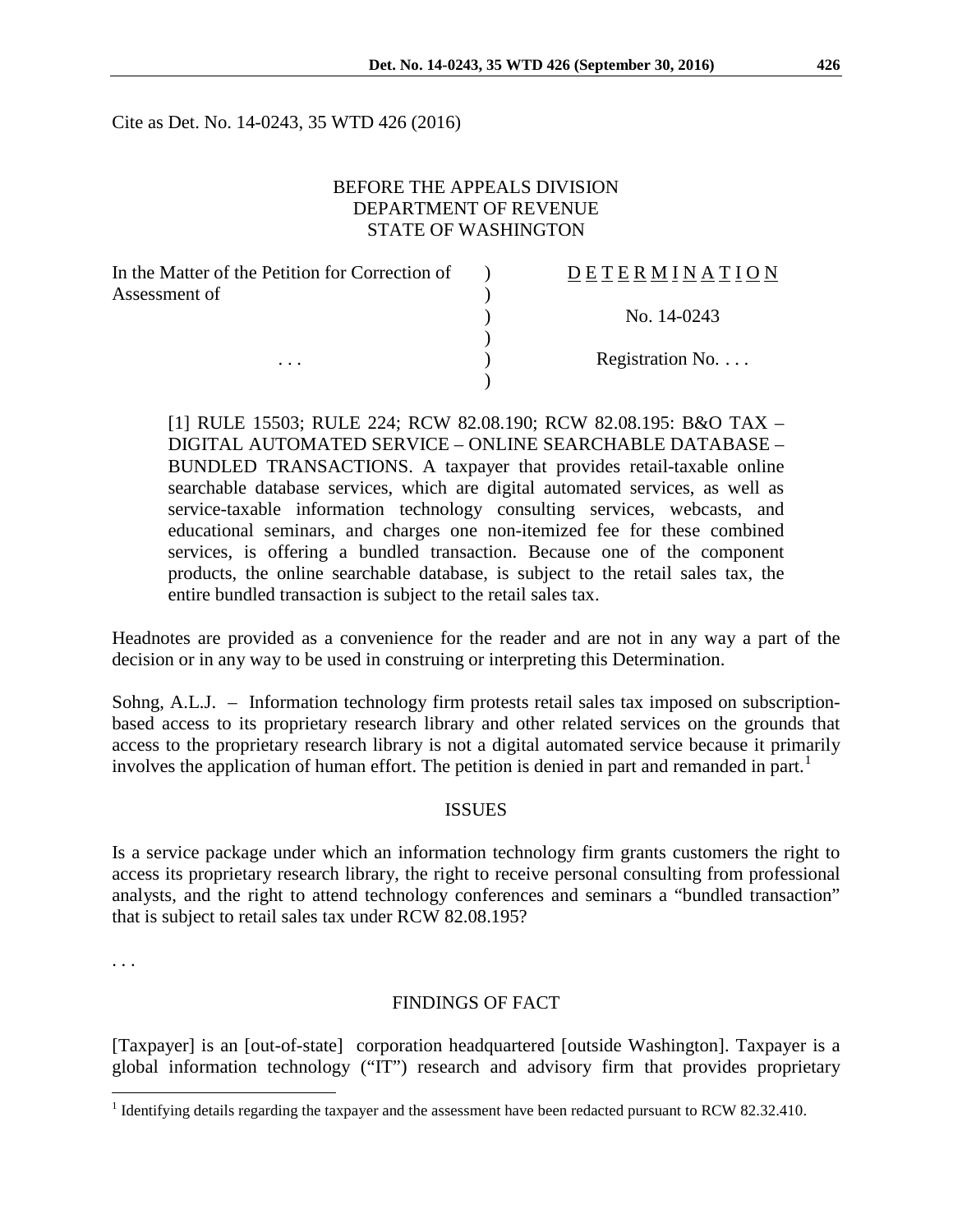Cite as Det. No. 14-0243, 35 WTD 426 (2016)

BEFORE THE APPEALS DIVISION
DEPARTMENT OF REVENUE
STATE OF WASHINGTON

| In the Matter of the Petition for Correction of Assessment of | ) | DETERMINATION |
|---|---|---|
| | ) | No. 14-0243 |
| . . . | ) | Registration No. . . . |

[1] RULE 15503; RULE 224; RCW 82.08.190; RCW 82.08.195: B&O TAX – DIGITAL AUTOMATED SERVICE – ONLINE SEARCHABLE DATABASE – BUNDLED TRANSACTIONS. A taxpayer that provides retail-taxable online searchable database services, which are digital automated services, as well as service-taxable information technology consulting services, webcasts, and educational seminars, and charges one non-itemized fee for these combined services, is offering a bundled transaction. Because one of the component products, the online searchable database, is subject to the retail sales tax, the entire bundled transaction is subject to the retail sales tax.

Headnotes are provided as a convenience for the reader and are not in any way a part of the decision or in any way to be used in construing or interpreting this Determination.

Sohng, A.L.J. – Information technology firm protests retail sales tax imposed on subscription-based access to its proprietary research library and other related services on the grounds that access to the proprietary research library is not a digital automated service because it primarily involves the application of human effort. The petition is denied in part and remanded in part.[1]

## ISSUES

Is a service package under which an information technology firm grants customers the right to access its proprietary research library, the right to receive personal consulting from professional analysts, and the right to attend technology conferences and seminars a "bundled transaction" that is subject to retail sales tax under RCW 82.08.195?

. . .

## FINDINGS OF FACT

[Taxpayer] is an [out-of-state] corporation headquartered [outside Washington]. Taxpayer is a global information technology ("IT") research and advisory firm that provides proprietary

[1] Identifying details regarding the taxpayer and the assessment have been redacted pursuant to RCW 82.32.410.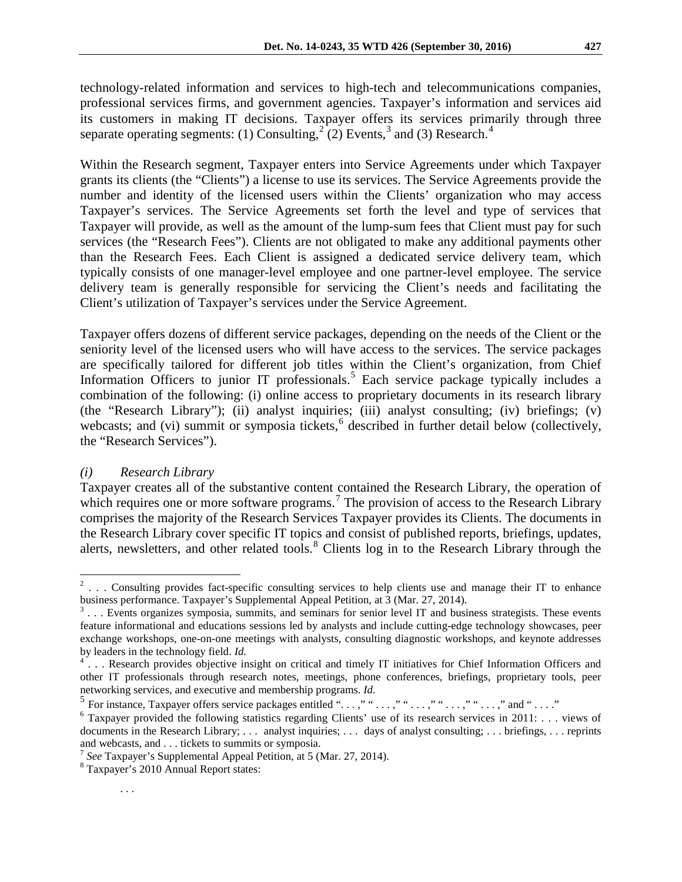technology-related information and services to high-tech and telecommunications companies, professional services firms, and government agencies. Taxpayer's information and services aid its customers in making IT decisions. Taxpayer offers its services primarily through three separate operating segments: (1) Consulting,[2] (2) Events,[3] and (3) Research.[4]

Within the Research segment, Taxpayer enters into Service Agreements under which Taxpayer grants its clients (the "Clients") a license to use its services. The Service Agreements provide the number and identity of the licensed users within the Clients' organization who may access Taxpayer's services. The Service Agreements set forth the level and type of services that Taxpayer will provide, as well as the amount of the lump-sum fees that Client must pay for such services (the "Research Fees"). Clients are not obligated to make any additional payments other than the Research Fees. Each Client is assigned a dedicated service delivery team, which typically consists of one manager-level employee and one partner-level employee. The service delivery team is generally responsible for servicing the Client's needs and facilitating the Client's utilization of Taxpayer's services under the Service Agreement.

Taxpayer offers dozens of different service packages, depending on the needs of the Client or the seniority level of the licensed users who will have access to the services. The service packages are specifically tailored for different job titles within the Client's organization, from Chief Information Officers to junior IT professionals.[5] Each service package typically includes a combination of the following: (i) online access to proprietary documents in its research library (the "Research Library"); (ii) analyst inquiries; (iii) analyst consulting; (iv) briefings; (v) webcasts; and (vi) summit or symposia tickets,[6] described in further detail below (collectively, the "Research Services").

*(i) Research Library*

Taxpayer creates all of the substantive content contained the Research Library, the operation of which requires one or more software programs.[7] The provision of access to the Research Library comprises the majority of the Research Services Taxpayer provides its Clients. The documents in the Research Library cover specific IT topics and consist of published reports, briefings, updates, alerts, newsletters, and other related tools.[8] Clients log in to the Research Library through the

---

[2] . . . Consulting provides fact-specific consulting services to help clients use and manage their IT to enhance business performance. Taxpayer's Supplemental Appeal Petition, at 3 (Mar. 27, 2014).

[3] . . . Events organizes symposia, summits, and seminars for senior level IT and business strategists. These events feature informational and educations sessions led by analysts and include cutting-edge technology showcases, peer exchange workshops, one-on-one meetings with analysts, consulting diagnostic workshops, and keynote addresses by leaders in the technology field. *Id.*

[4] . . . Research provides objective insight on critical and timely IT initiatives for Chief Information Officers and other IT professionals through research notes, meetings, phone conferences, briefings, proprietary tools, peer networking services, and executive and membership programs. *Id.*

[5] For instance, Taxpayer offers service packages entitled ". . . ," " . . . ," " . . . ," " . . . ," " . . . ," and " . . . ."

[6] Taxpayer provided the following statistics regarding Clients' use of its research services in 2011: . . . views of documents in the Research Library; . . . analyst inquiries; . . . days of analyst consulting; . . . briefings, . . . reprints and webcasts, and . . . tickets to summits or symposia.

[7] *See* Taxpayer's Supplemental Appeal Petition, at 5 (Mar. 27, 2014).

[8] Taxpayer's 2010 Annual Report states:

. . .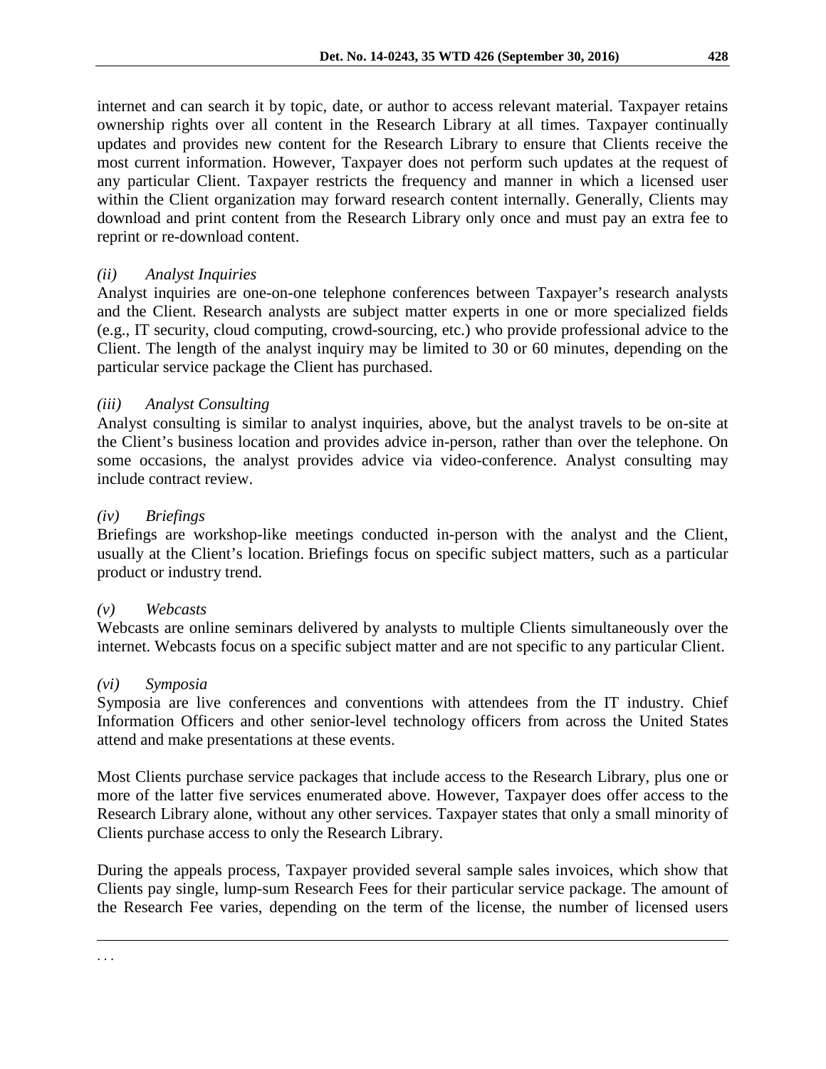internet and can search it by topic, date, or author to access relevant material. Taxpayer retains ownership rights over all content in the Research Library at all times. Taxpayer continually updates and provides new content for the Research Library to ensure that Clients receive the most current information. However, Taxpayer does not perform such updates at the request of any particular Client. Taxpayer restricts the frequency and manner in which a licensed user within the Client organization may forward research content internally. Generally, Clients may download and print content from the Research Library only once and must pay an extra fee to reprint or re-download content.

*(ii) Analyst Inquiries*

Analyst inquiries are one-on-one telephone conferences between Taxpayer's research analysts and the Client. Research analysts are subject matter experts in one or more specialized fields (e.g., IT security, cloud computing, crowd-sourcing, etc.) who provide professional advice to the Client. The length of the analyst inquiry may be limited to 30 or 60 minutes, depending on the particular service package the Client has purchased.

*(iii) Analyst Consulting*

Analyst consulting is similar to analyst inquiries, above, but the analyst travels to be on-site at the Client's business location and provides advice in-person, rather than over the telephone. On some occasions, the analyst provides advice via video-conference. Analyst consulting may include contract review.

*(iv) Briefings*

Briefings are workshop-like meetings conducted in-person with the analyst and the Client, usually at the Client's location. Briefings focus on specific subject matters, such as a particular product or industry trend.

*(v) Webcasts*

Webcasts are online seminars delivered by analysts to multiple Clients simultaneously over the internet. Webcasts focus on a specific subject matter and are not specific to any particular Client.

*(vi) Symposia*

Symposia are live conferences and conventions with attendees from the IT industry. Chief Information Officers and other senior-level technology officers from across the United States attend and make presentations at these events.

Most Clients purchase service packages that include access to the Research Library, plus one or more of the latter five services enumerated above. However, Taxpayer does offer access to the Research Library alone, without any other services. Taxpayer states that only a small minority of Clients purchase access to only the Research Library.

During the appeals process, Taxpayer provided several sample sales invoices, which show that Clients pay single, lump-sum Research Fees for their particular service package. The amount of the Research Fee varies, depending on the term of the license, the number of licensed users

---

. . .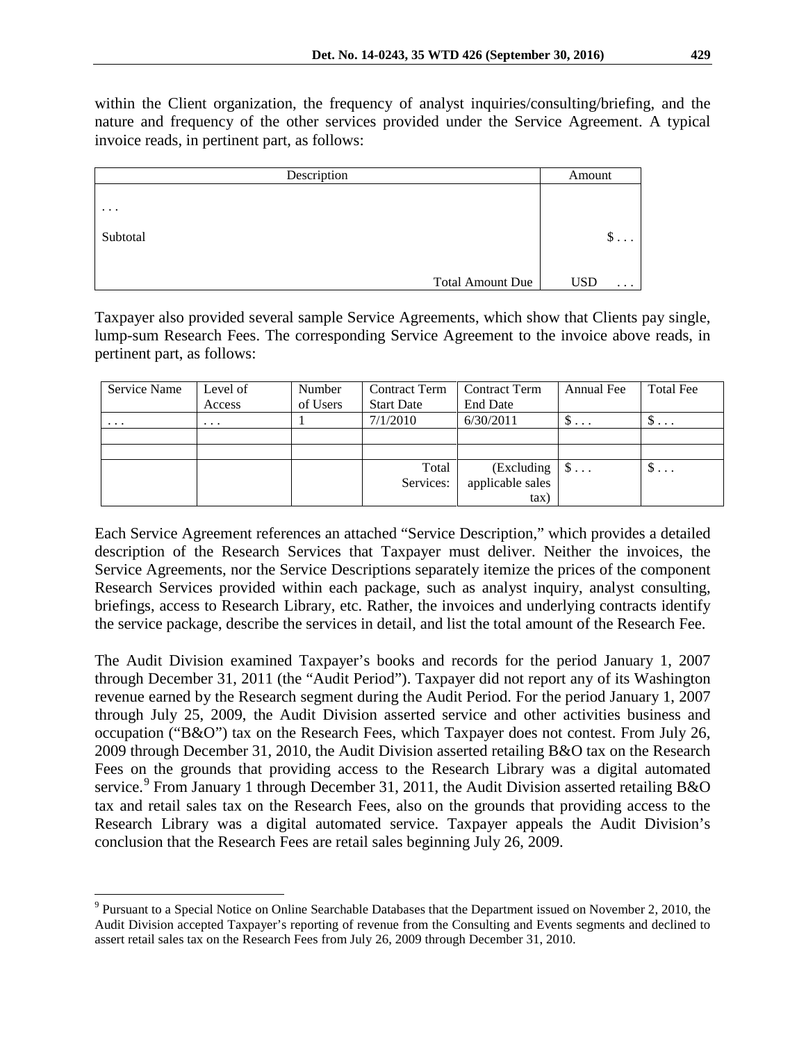within the Client organization, the frequency of analyst inquiries/consulting/briefing, and the nature and frequency of the other services provided under the Service Agreement. A typical invoice reads, in pertinent part, as follows:

| Description | Amount |
|---|---|
| . . . | |
| Subtotal | $ . . . |
| Total Amount Due | USD . . . |

Taxpayer also provided several sample Service Agreements, which show that Clients pay single, lump-sum Research Fees. The corresponding Service Agreement to the invoice above reads, in pertinent part, as follows:

| Service Name | Level of Access | Number of Users | Contract Term Start Date | Contract Term End Date | Annual Fee | Total Fee |
|---|---|---|---|---|---|---|
| . . . | . . . | 1 | 7/1/2010 | 6/30/2011 | $ . . . | $ . . . |
| | | | | | | |
| | | | | | | |
| | | | Total Services: | (Excluding applicable sales tax) | $ . . . | $ . . . |

Each Service Agreement references an attached "Service Description," which provides a detailed description of the Research Services that Taxpayer must deliver. Neither the invoices, the Service Agreements, nor the Service Descriptions separately itemize the prices of the component Research Services provided within each package, such as analyst inquiry, analyst consulting, briefings, access to Research Library, etc. Rather, the invoices and underlying contracts identify the service package, describe the services in detail, and list the total amount of the Research Fee.

The Audit Division examined Taxpayer's books and records for the period January 1, 2007 through December 31, 2011 (the "Audit Period"). Taxpayer did not report any of its Washington revenue earned by the Research segment during the Audit Period. For the period January 1, 2007 through July 25, 2009, the Audit Division asserted service and other activities business and occupation ("B&O") tax on the Research Fees, which Taxpayer does not contest. From July 26, 2009 through December 31, 2010, the Audit Division asserted retailing B&O tax on the Research Fees on the grounds that providing access to the Research Library was a digital automated service.[9] From January 1 through December 31, 2011, the Audit Division asserted retailing B&O tax and retail sales tax on the Research Fees, also on the grounds that providing access to the Research Library was a digital automated service. Taxpayer appeals the Audit Division's conclusion that the Research Fees are retail sales beginning July 26, 2009.

[9] Pursuant to a Special Notice on Online Searchable Databases that the Department issued on November 2, 2010, the Audit Division accepted Taxpayer's reporting of revenue from the Consulting and Events segments and declined to assert retail sales tax on the Research Fees from July 26, 2009 through December 31, 2010.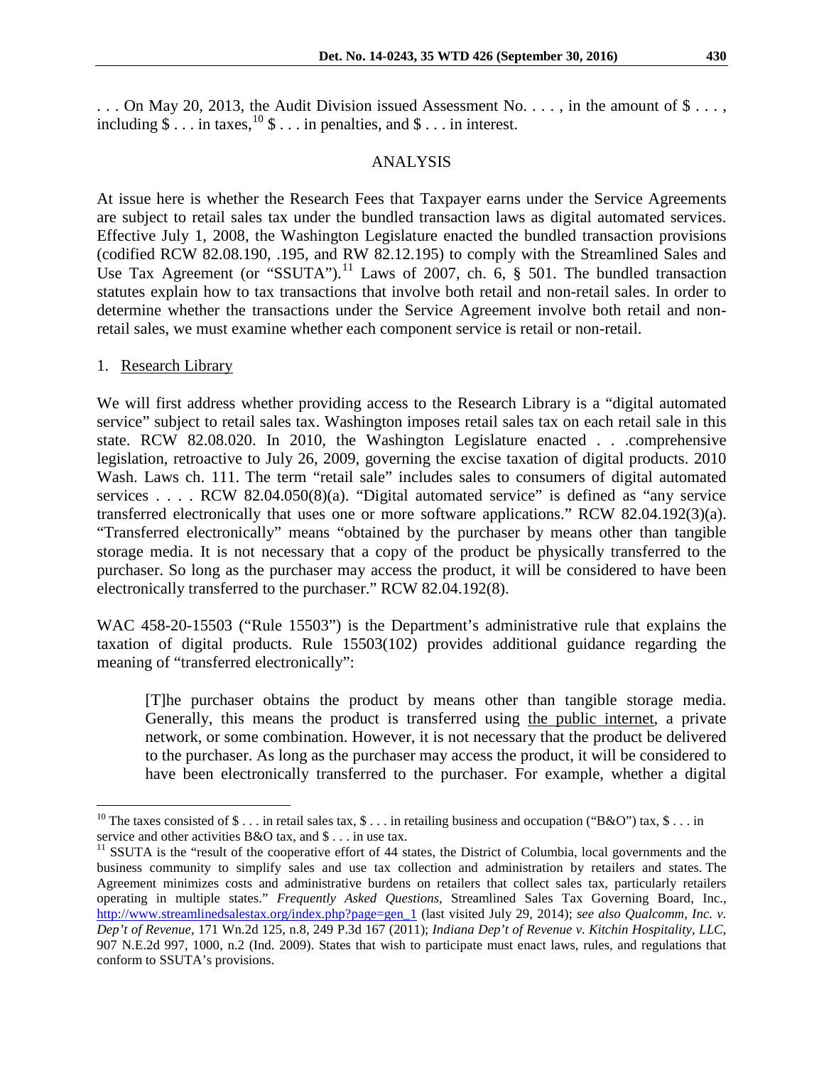. . . On May 20, 2013, the Audit Division issued Assessment No. . . . , in the amount of $ . . . , including $ . . . in taxes,[10] $ . . . in penalties, and $ . . . in interest.

## ANALYSIS

At issue here is whether the Research Fees that Taxpayer earns under the Service Agreements are subject to retail sales tax under the bundled transaction laws as digital automated services. Effective July 1, 2008, the Washington Legislature enacted the bundled transaction provisions (codified RCW 82.08.190, .195, and RW 82.12.195) to comply with the Streamlined Sales and Use Tax Agreement (or "SSUTA").[11] Laws of 2007, ch. 6, § 501. The bundled transaction statutes explain how to tax transactions that involve both retail and non-retail sales. In order to determine whether the transactions under the Service Agreement involve both retail and non-retail sales, we must examine whether each component service is retail or non-retail.

1. Research Library

We will first address whether providing access to the Research Library is a "digital automated service" subject to retail sales tax. Washington imposes retail sales tax on each retail sale in this state. RCW 82.08.020. In 2010, the Washington Legislature enacted . . .comprehensive legislation, retroactive to July 26, 2009, governing the excise taxation of digital products. 2010 Wash. Laws ch. 111. The term "retail sale" includes sales to consumers of digital automated services . . . . RCW 82.04.050(8)(a). "Digital automated service" is defined as "any service transferred electronically that uses one or more software applications." RCW 82.04.192(3)(a). "Transferred electronically" means "obtained by the purchaser by means other than tangible storage media. It is not necessary that a copy of the product be physically transferred to the purchaser. So long as the purchaser may access the product, it will be considered to have been electronically transferred to the purchaser." RCW 82.04.192(8).

WAC 458-20-15503 ("Rule 15503") is the Department's administrative rule that explains the taxation of digital products. Rule 15503(102) provides additional guidance regarding the meaning of "transferred electronically":

> [T]he purchaser obtains the product by means other than tangible storage media. Generally, this means the product is transferred using the public internet, a private network, or some combination. However, it is not necessary that the product be delivered to the purchaser. As long as the purchaser may access the product, it will be considered to have been electronically transferred to the purchaser. For example, whether a digital

---

[10] The taxes consisted of $ . . . in retail sales tax, $ . . . in retailing business and occupation ("B&O") tax, $ . . . in service and other activities B&O tax, and $ . . . in use tax.

[11] SSUTA is the "result of the cooperative effort of 44 states, the District of Columbia, local governments and the business community to simplify sales and use tax collection and administration by retailers and states. The Agreement minimizes costs and administrative burdens on retailers that collect sales tax, particularly retailers operating in multiple states." *Frequently Asked Questions*, Streamlined Sales Tax Governing Board, Inc., http://www.streamlinedsalestax.org/index.php?page=gen_1 (last visited July 29, 2014); *see also Qualcomm, Inc. v. Dep't of Revenue*, 171 Wn.2d 125, n.8, 249 P.3d 167 (2011); *Indiana Dep't of Revenue v. Kitchin Hospitality, LLC*, 907 N.E.2d 997, 1000, n.2 (Ind. 2009). States that wish to participate must enact laws, rules, and regulations that conform to SSUTA's provisions.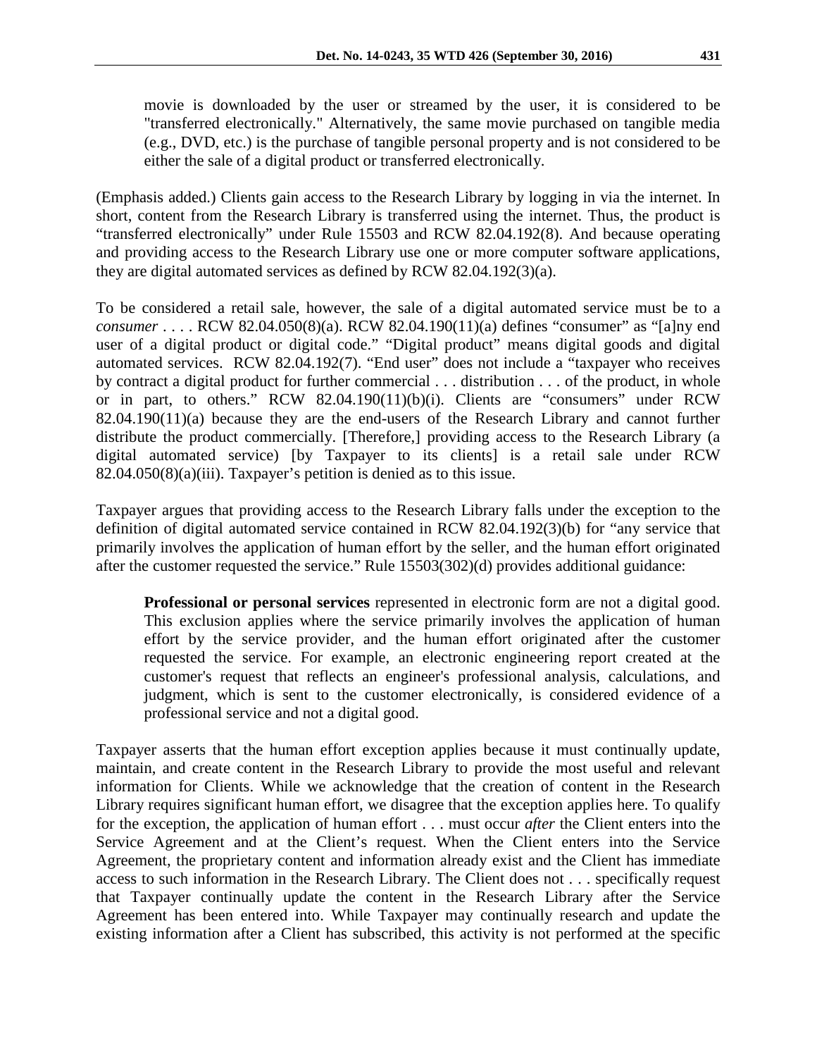> movie is downloaded by the user or streamed by the user, it is considered to be "transferred electronically." Alternatively, the same movie purchased on tangible media (e.g., DVD, etc.) is the purchase of tangible personal property and is not considered to be either the sale of a digital product or transferred electronically.

(Emphasis added.) Clients gain access to the Research Library by logging in via the internet. In short, content from the Research Library is transferred using the internet. Thus, the product is "transferred electronically" under Rule 15503 and RCW 82.04.192(8). And because operating and providing access to the Research Library use one or more computer software applications, they are digital automated services as defined by RCW 82.04.192(3)(a).

To be considered a retail sale, however, the sale of a digital automated service must be to a *consumer* . . . . RCW 82.04.050(8)(a). RCW 82.04.190(11)(a) defines "consumer" as "[a]ny end user of a digital product or digital code." "Digital product" means digital goods and digital automated services. RCW 82.04.192(7). "End user" does not include a "taxpayer who receives by contract a digital product for further commercial . . . distribution . . . of the product, in whole or in part, to others." RCW 82.04.190(11)(b)(i). Clients are "consumers" under RCW 82.04.190(11)(a) because they are the end-users of the Research Library and cannot further distribute the product commercially. [Therefore,] providing access to the Research Library (a digital automated service) [by Taxpayer to its clients] is a retail sale under RCW 82.04.050(8)(a)(iii). Taxpayer's petition is denied as to this issue.

Taxpayer argues that providing access to the Research Library falls under the exception to the definition of digital automated service contained in RCW 82.04.192(3)(b) for "any service that primarily involves the application of human effort by the seller, and the human effort originated after the customer requested the service." Rule 15503(302)(d) provides additional guidance:

> **Professional or personal services** represented in electronic form are not a digital good. This exclusion applies where the service primarily involves the application of human effort by the service provider, and the human effort originated after the customer requested the service. For example, an electronic engineering report created at the customer's request that reflects an engineer's professional analysis, calculations, and judgment, which is sent to the customer electronically, is considered evidence of a professional service and not a digital good.

Taxpayer asserts that the human effort exception applies because it must continually update, maintain, and create content in the Research Library to provide the most useful and relevant information for Clients. While we acknowledge that the creation of content in the Research Library requires significant human effort, we disagree that the exception applies here. To qualify for the exception, the application of human effort . . . must occur *after* the Client enters into the Service Agreement and at the Client's request. When the Client enters into the Service Agreement, the proprietary content and information already exist and the Client has immediate access to such information in the Research Library. The Client does not . . . specifically request that Taxpayer continually update the content in the Research Library after the Service Agreement has been entered into. While Taxpayer may continually research and update the existing information after a Client has subscribed, this activity is not performed at the specific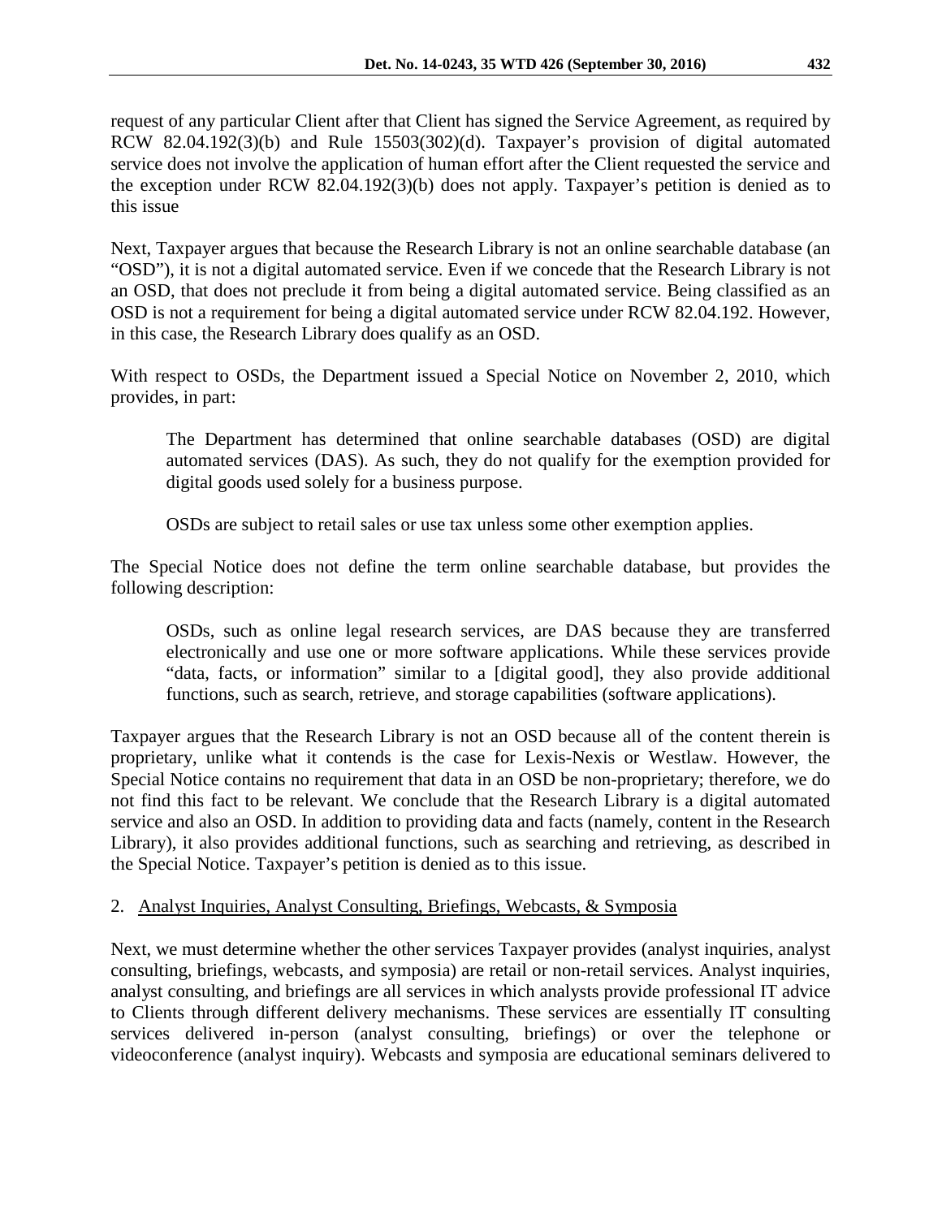request of any particular Client after that Client has signed the Service Agreement, as required by RCW 82.04.192(3)(b) and Rule 15503(302)(d). Taxpayer's provision of digital automated service does not involve the application of human effort after the Client requested the service and the exception under RCW 82.04.192(3)(b) does not apply. Taxpayer's petition is denied as to this issue

Next, Taxpayer argues that because the Research Library is not an online searchable database (an "OSD"), it is not a digital automated service. Even if we concede that the Research Library is not an OSD, that does not preclude it from being a digital automated service. Being classified as an OSD is not a requirement for being a digital automated service under RCW 82.04.192. However, in this case, the Research Library does qualify as an OSD.

With respect to OSDs, the Department issued a Special Notice on November 2, 2010, which provides, in part:

> The Department has determined that online searchable databases (OSD) are digital automated services (DAS). As such, they do not qualify for the exemption provided for digital goods used solely for a business purpose.
>
> OSDs are subject to retail sales or use tax unless some other exemption applies.

The Special Notice does not define the term online searchable database, but provides the following description:

> OSDs, such as online legal research services, are DAS because they are transferred electronically and use one or more software applications. While these services provide "data, facts, or information" similar to a [digital good], they also provide additional functions, such as search, retrieve, and storage capabilities (software applications).

Taxpayer argues that the Research Library is not an OSD because all of the content therein is proprietary, unlike what it contends is the case for Lexis-Nexis or Westlaw. However, the Special Notice contains no requirement that data in an OSD be non-proprietary; therefore, we do not find this fact to be relevant. We conclude that the Research Library is a digital automated service and also an OSD. In addition to providing data and facts (namely, content in the Research Library), it also provides additional functions, such as searching and retrieving, as described in the Special Notice. Taxpayer's petition is denied as to this issue.

2. Analyst Inquiries, Analyst Consulting, Briefings, Webcasts, & Symposia

Next, we must determine whether the other services Taxpayer provides (analyst inquiries, analyst consulting, briefings, webcasts, and symposia) are retail or non-retail services. Analyst inquiries, analyst consulting, and briefings are all services in which analysts provide professional IT advice to Clients through different delivery mechanisms. These services are essentially IT consulting services delivered in-person (analyst consulting, briefings) or over the telephone or videoconference (analyst inquiry). Webcasts and symposia are educational seminars delivered to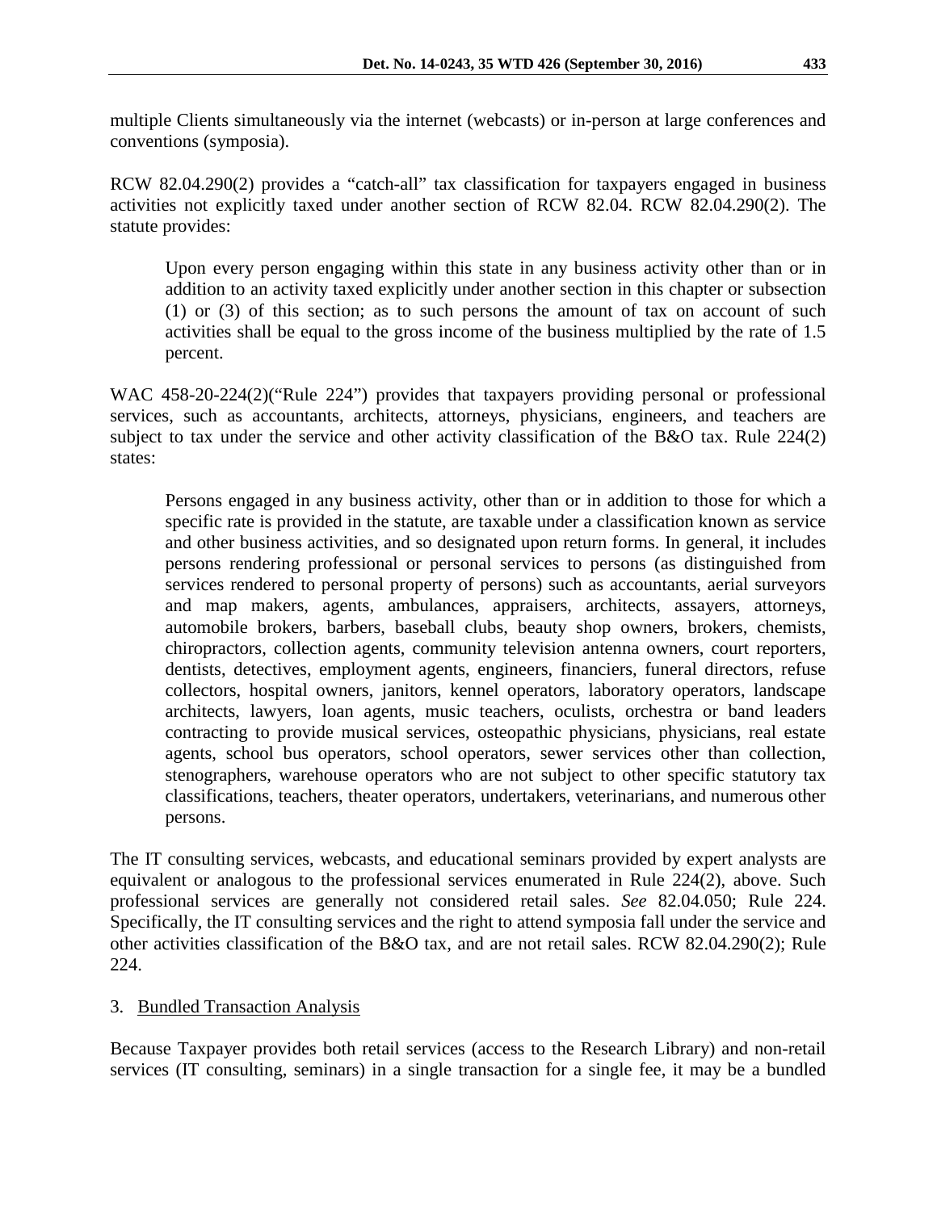multiple Clients simultaneously via the internet (webcasts) or in-person at large conferences and conventions (symposia).

RCW 82.04.290(2) provides a "catch-all" tax classification for taxpayers engaged in business activities not explicitly taxed under another section of RCW 82.04. RCW 82.04.290(2). The statute provides:

> Upon every person engaging within this state in any business activity other than or in addition to an activity taxed explicitly under another section in this chapter or subsection (1) or (3) of this section; as to such persons the amount of tax on account of such activities shall be equal to the gross income of the business multiplied by the rate of 1.5 percent.

WAC 458-20-224(2)("Rule 224") provides that taxpayers providing personal or professional services, such as accountants, architects, attorneys, physicians, engineers, and teachers are subject to tax under the service and other activity classification of the B&O tax. Rule 224(2) states:

> Persons engaged in any business activity, other than or in addition to those for which a specific rate is provided in the statute, are taxable under a classification known as service and other business activities, and so designated upon return forms. In general, it includes persons rendering professional or personal services to persons (as distinguished from services rendered to personal property of persons) such as accountants, aerial surveyors and map makers, agents, ambulances, appraisers, architects, assayers, attorneys, automobile brokers, barbers, baseball clubs, beauty shop owners, brokers, chemists, chiropractors, collection agents, community television antenna owners, court reporters, dentists, detectives, employment agents, engineers, financiers, funeral directors, refuse collectors, hospital owners, janitors, kennel operators, laboratory operators, landscape architects, lawyers, loan agents, music teachers, oculists, orchestra or band leaders contracting to provide musical services, osteopathic physicians, physicians, real estate agents, school bus operators, school operators, sewer services other than collection, stenographers, warehouse operators who are not subject to other specific statutory tax classifications, teachers, theater operators, undertakers, veterinarians, and numerous other persons.

The IT consulting services, webcasts, and educational seminars provided by expert analysts are equivalent or analogous to the professional services enumerated in Rule 224(2), above. Such professional services are generally not considered retail sales. *See* 82.04.050; Rule 224. Specifically, the IT consulting services and the right to attend symposia fall under the service and other activities classification of the B&O tax, and are not retail sales. RCW 82.04.290(2); Rule 224.

3. Bundled Transaction Analysis

Because Taxpayer provides both retail services (access to the Research Library) and non-retail services (IT consulting, seminars) in a single transaction for a single fee, it may be a bundled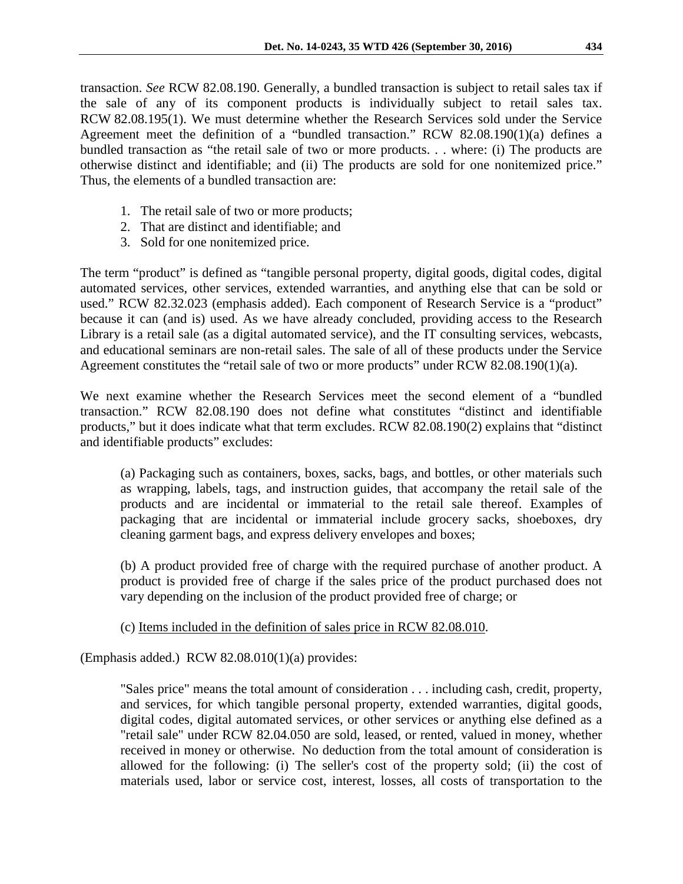transaction. *See* RCW 82.08.190. Generally, a bundled transaction is subject to retail sales tax if the sale of any of its component products is individually subject to retail sales tax. RCW 82.08.195(1). We must determine whether the Research Services sold under the Service Agreement meet the definition of a "bundled transaction." RCW 82.08.190(1)(a) defines a bundled transaction as "the retail sale of two or more products. . . where: (i) The products are otherwise distinct and identifiable; and (ii) The products are sold for one nonitemized price." Thus, the elements of a bundled transaction are:

1. The retail sale of two or more products;
2. That are distinct and identifiable; and
3. Sold for one nonitemized price.

The term "product" is defined as "tangible personal property, digital goods, digital codes, digital automated services, other services, extended warranties, and anything else that can be sold or used." RCW 82.32.023 (emphasis added). Each component of Research Service is a "product" because it can (and is) used. As we have already concluded, providing access to the Research Library is a retail sale (as a digital automated service), and the IT consulting services, webcasts, and educational seminars are non-retail sales. The sale of all of these products under the Service Agreement constitutes the "retail sale of two or more products" under RCW 82.08.190(1)(a).

We next examine whether the Research Services meet the second element of a "bundled transaction." RCW 82.08.190 does not define what constitutes "distinct and identifiable products," but it does indicate what that term excludes. RCW 82.08.190(2) explains that "distinct and identifiable products" excludes:

> (a) Packaging such as containers, boxes, sacks, bags, and bottles, or other materials such as wrapping, labels, tags, and instruction guides, that accompany the retail sale of the products and are incidental or immaterial to the retail sale thereof. Examples of packaging that are incidental or immaterial include grocery sacks, shoeboxes, dry cleaning garment bags, and express delivery envelopes and boxes;
>
> (b) A product provided free of charge with the required purchase of another product. A product is provided free of charge if the sales price of the product purchased does not vary depending on the inclusion of the product provided free of charge; or
>
> (c) <u>Items included in the definition of sales price in RCW 82.08.010</u>.

(Emphasis added.) RCW 82.08.010(1)(a) provides:

> "Sales price" means the total amount of consideration . . . including cash, credit, property, and services, for which tangible personal property, extended warranties, digital goods, digital codes, digital automated services, or other services or anything else defined as a "retail sale" under RCW 82.04.050 are sold, leased, or rented, valued in money, whether received in money or otherwise. No deduction from the total amount of consideration is allowed for the following: (i) The seller's cost of the property sold; (ii) the cost of materials used, labor or service cost, interest, losses, all costs of transportation to the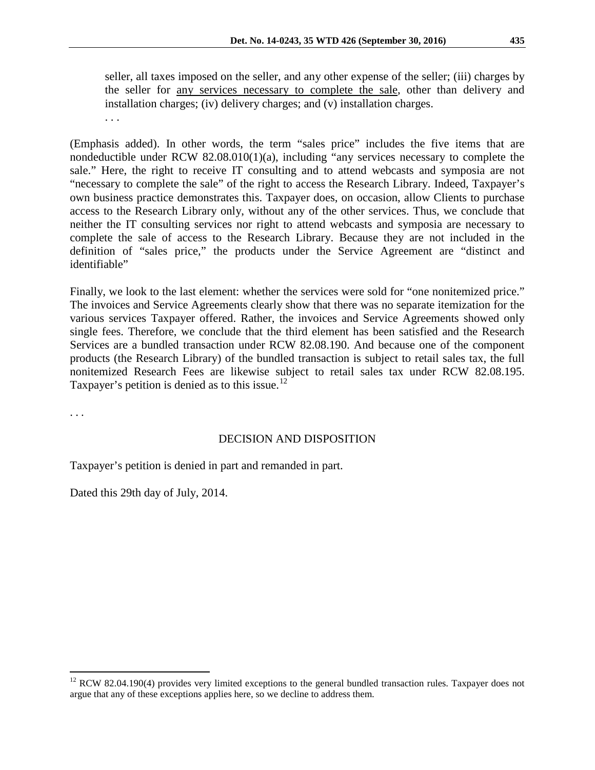seller, all taxes imposed on the seller, and any other expense of the seller; (iii) charges by the seller for <u>any services necessary to complete the sale</u>, other than delivery and installation charges; (iv) delivery charges; and (v) installation charges.

. . .

(Emphasis added). In other words, the term "sales price" includes the five items that are nondeductible under RCW 82.08.010(1)(a), including "any services necessary to complete the sale." Here, the right to receive IT consulting and to attend webcasts and symposia are not "necessary to complete the sale" of the right to access the Research Library. Indeed, Taxpayer's own business practice demonstrates this. Taxpayer does, on occasion, allow Clients to purchase access to the Research Library only, without any of the other services. Thus, we conclude that neither the IT consulting services nor right to attend webcasts and symposia are necessary to complete the sale of access to the Research Library. Because they are not included in the definition of "sales price," the products under the Service Agreement are "distinct and identifiable"

Finally, we look to the last element: whether the services were sold for "one nonitemized price." The invoices and Service Agreements clearly show that there was no separate itemization for the various services Taxpayer offered. Rather, the invoices and Service Agreements showed only single fees. Therefore, we conclude that the third element has been satisfied and the Research Services are a bundled transaction under RCW 82.08.190. And because one of the component products (the Research Library) of the bundled transaction is subject to retail sales tax, the full nonitemized Research Fees are likewise subject to retail sales tax under RCW 82.08.195. Taxpayer's petition is denied as to this issue.[12]

. . .

## DECISION AND DISPOSITION

Taxpayer's petition is denied in part and remanded in part.

Dated this 29th day of July, 2014.

---

[12] RCW 82.04.190(4) provides very limited exceptions to the general bundled transaction rules. Taxpayer does not argue that any of these exceptions applies here, so we decline to address them.